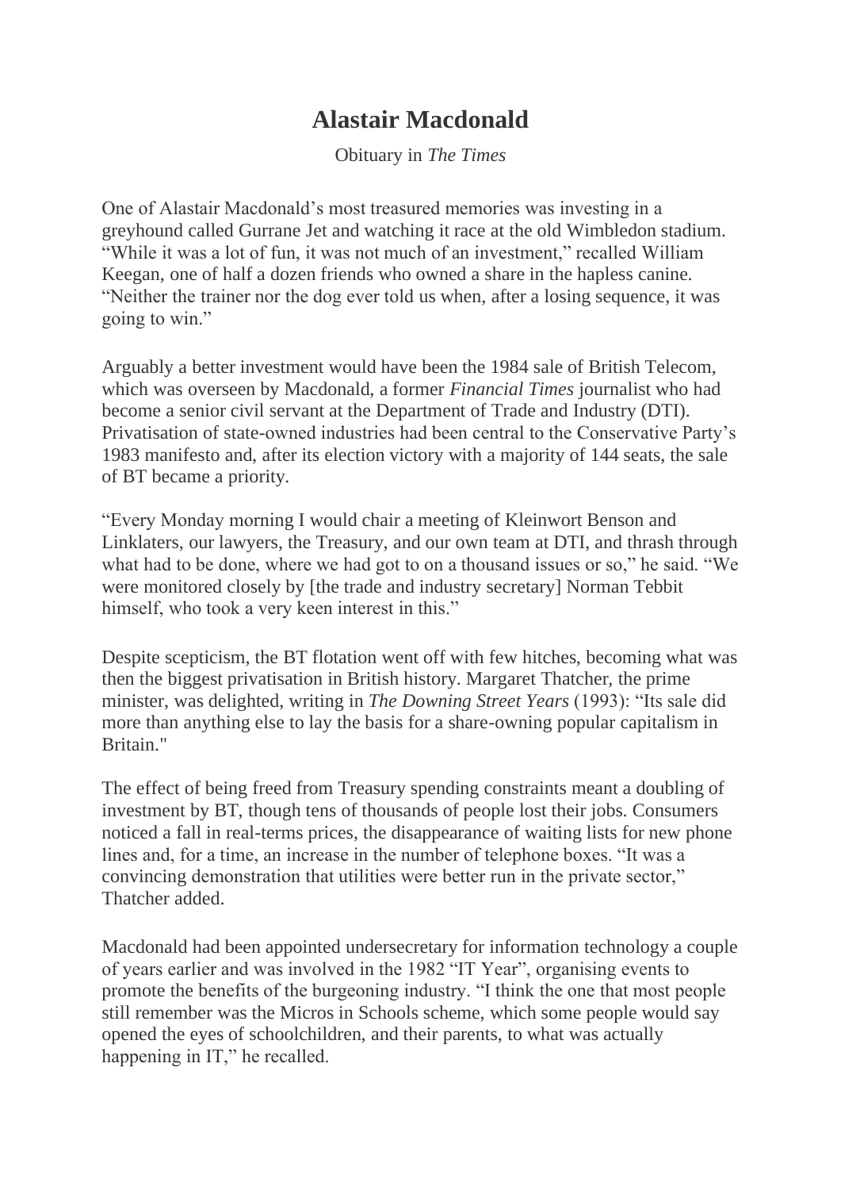# Alastair Macdonald

Obituary in *The Times*

One of Alastair Macdonald's most treasured memories was investing in a greyhound called Gurrane Jet and watching it race at the old Wimbledon stadium. "While it was a lot of fun, it was not much of an investment," recalled William Keegan, one of half a dozen friends who owned a share in the hapless canine. "Neither the trainer nor the dog ever told us when, after a losing sequence, it was going to win."

Arguably a better investment would have been the 1984 sale of British Telecom, which was overseen by Macdonald, a former *Financial Times* journalist who had become a senior civil servant at the Department of Trade and Industry (DTI). Privatisation of state-owned industries had been central to the Conservative Party's 1983 manifesto and, after its election victory with a majority of 144 seats, the sale of BT became a priority.

"Every Monday morning I would chair a meeting of Kleinwort Benson and Linklaters, our lawyers, the Treasury, and our own team at DTI, and thrash through what had to be done, where we had got to on a thousand issues or so," he said. "We were monitored closely by [the trade and industry secretary] Norman Tebbit himself, who took a very keen interest in this."

Despite scepticism, the BT flotation went off with few hitches, becoming what was then the biggest privatisation in British history. Margaret Thatcher, the prime minister, was delighted, writing in *The Downing Street Years* (1993): "Its sale did more than anything else to lay the basis for a share-owning popular capitalism in Britain."

The effect of being freed from Treasury spending constraints meant a doubling of investment by BT, though tens of thousands of people lost their jobs. Consumers noticed a fall in real-terms prices, the disappearance of waiting lists for new phone lines and, for a time, an increase in the number of telephone boxes. "It was a convincing demonstration that utilities were better run in the private sector," Thatcher added.

Macdonald had been appointed undersecretary for information technology a couple of years earlier and was involved in the 1982 "IT Year", organising events to promote the benefits of the burgeoning industry. "I think the one that most people still remember was the Micros in Schools scheme, which some people would say opened the eyes of schoolchildren, and their parents, to what was actually happening in IT," he recalled.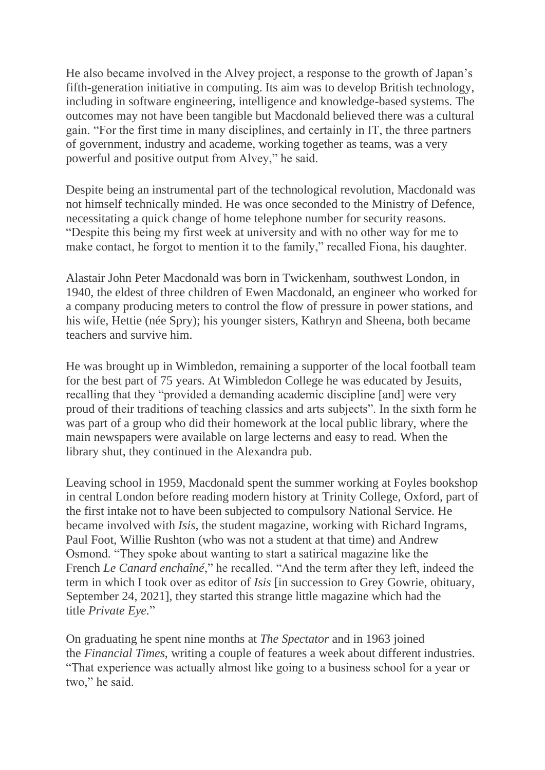He also became involved in the Alvey project, a response to the growth of Japan's fifth-generation initiative in computing. Its aim was to develop British technology, including in software engineering, intelligence and knowledge-based systems. The outcomes may not have been tangible but Macdonald believed there was a cultural gain. "For the first time in many disciplines, and certainly in IT, the three partners of government, industry and academe, working together as teams, was a very powerful and positive output from Alvey," he said.

Despite being an instrumental part of the technological revolution, Macdonald was not himself technically minded. He was once seconded to the Ministry of Defence, necessitating a quick change of home telephone number for security reasons. "Despite this being my first week at university and with no other way for me to make contact, he forgot to mention it to the family," recalled Fiona, his daughter.

Alastair John Peter Macdonald was born in Twickenham, southwest London, in 1940, the eldest of three children of Ewen Macdonald, an engineer who worked for a company producing meters to control the flow of pressure in power stations, and his wife, Hettie (née Spry); his younger sisters, Kathryn and Sheena, both became teachers and survive him.

He was brought up in Wimbledon, remaining a supporter of the local football team for the best part of 75 years. At Wimbledon College he was educated by Jesuits, recalling that they "provided a demanding academic discipline [and] were very proud of their traditions of teaching classics and arts subjects". In the sixth form he was part of a group who did their homework at the local public library, where the main newspapers were available on large lecterns and easy to read. When the library shut, they continued in the Alexandra pub.

Leaving school in 1959, Macdonald spent the summer working at Foyles bookshop in central London before reading modern history at Trinity College, Oxford, part of the first intake not to have been subjected to compulsory National Service. He became involved with *Isis*, the student magazine, working with Richard Ingrams, Paul Foot, Willie Rushton (who was not a student at that time) and Andrew Osmond. "They spoke about wanting to start a satirical magazine like the French *Le Canard enchaîné*," he recalled. "And the term after they left, indeed the term in which I took over as editor of *Isis* [in succession to Grey Gowrie, obituary, September 24, 2021], they started this strange little magazine which had the title *Private Eye*."

On graduating he spent nine months at *The Spectator* and in 1963 joined the *Financial Times*, writing a couple of features a week about different industries. "That experience was actually almost like going to a business school for a year or two," he said.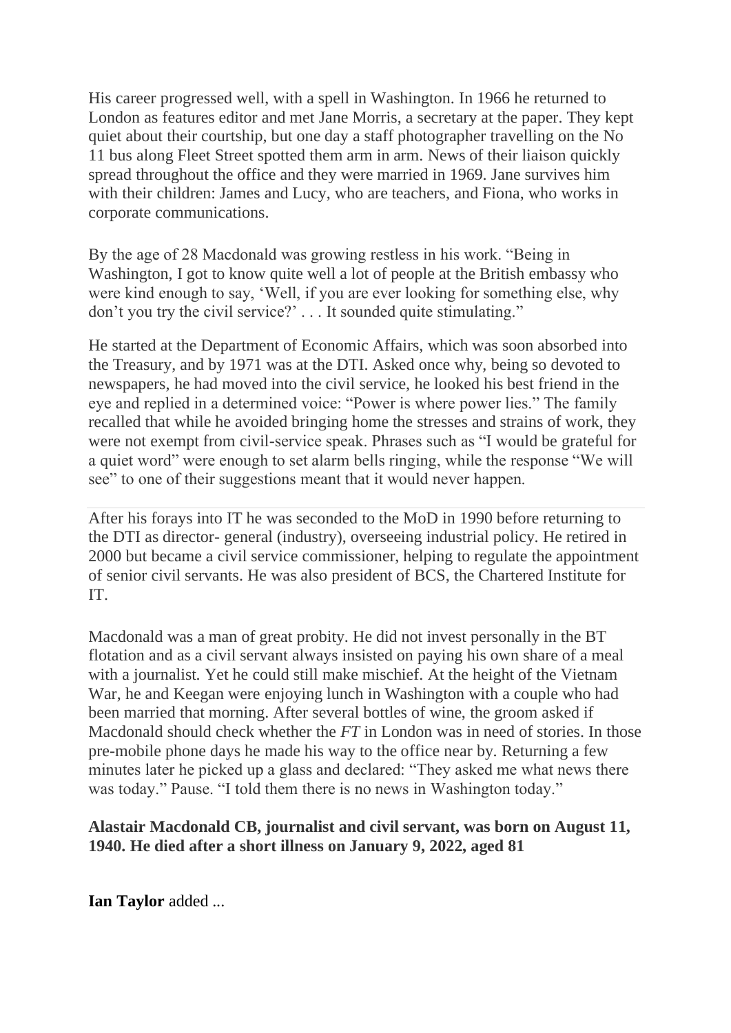His career progressed well, with a spell in Washington. In 1966 he returned to London as features editor and met Jane Morris, a secretary at the paper. They kept quiet about their courtship, but one day a staff photographer travelling on the No 11 bus along Fleet Street spotted them arm in arm. News of their liaison quickly spread throughout the office and they were married in 1969. Jane survives him with their children: James and Lucy, who are teachers, and Fiona, who works in corporate communications.

By the age of 28 Macdonald was growing restless in his work. “Being in Washington, I got to know quite well a lot of people at the British embassy who were kind enough to say, ‘Well, if you are ever looking for something else, why don’t you try the civil service?’ . . . It sounded quite stimulating.”

He started at the Department of Economic Affairs, which was soon absorbed into the Treasury, and by 1971 was at the DTI. Asked once why, being so devoted to newspapers, he had moved into the civil service, he looked his best friend in the eye and replied in a determined voice: “Power is where power lies.” The family recalled that while he avoided bringing home the stresses and strains of work, they were not exempt from civil-service speak. Phrases such as “I would be grateful for a quiet word” were enough to set alarm bells ringing, while the response “We will see” to one of their suggestions meant that it would never happen.

After his forays into IT he was seconded to the MoD in 1990 before returning to the DTI as director- general (industry), overseeing industrial policy. He retired in 2000 but became a civil service commissioner, helping to regulate the appointment of senior civil servants. He was also president of BCS, the Chartered Institute for IT.

Macdonald was a man of great probity. He did not invest personally in the BT flotation and as a civil servant always insisted on paying his own share of a meal with a journalist. Yet he could still make mischief. At the height of the Vietnam War, he and Keegan were enjoying lunch in Washington with a couple who had been married that morning. After several bottles of wine, the groom asked if Macdonald should check whether the *FT* in London was in need of stories. In those pre-mobile phone days he made his way to the office near by. Returning a few minutes later he picked up a glass and declared: “They asked me what news there was today.” Pause. “I told them there is no news in Washington today.”

**Alastair Macdonald CB, journalist and civil servant, was born on August 11, 1940. He died after a short illness on January 9, 2022, aged 81**

**Ian Taylor** added ...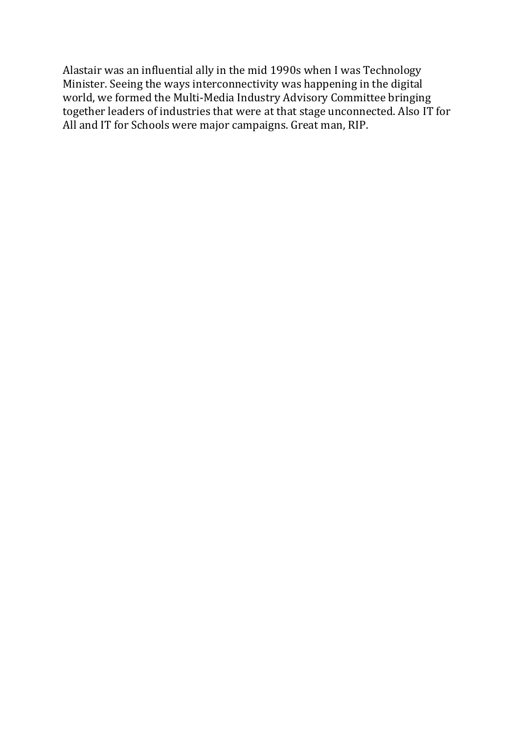Alastair was an influential ally in the mid 1990s when I was Technology Minister. Seeing the ways interconnectivity was happening in the digital world, we formed the Multi-Media Industry Advisory Committee bringing together leaders of industries that were at that stage unconnected. Also IT for All and IT for Schools were major campaigns. Great man, RIP.